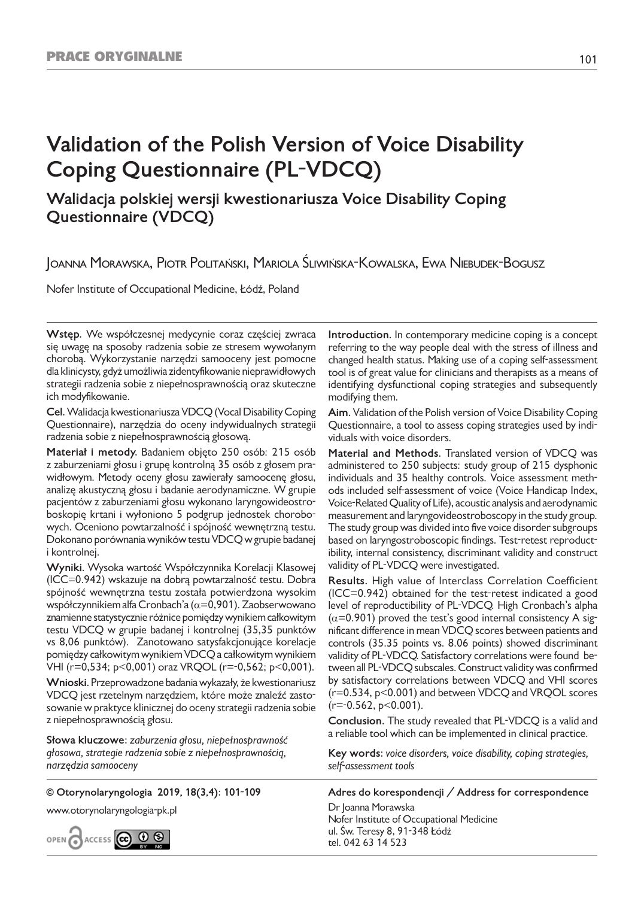PRACE ORYGINALNE

# Validation of the Polish Version of Voice Disability Coping Questionnaire (PL-VDCQ)

## Walidacja polskiej wersji kwestionariusza Voice Disability Coping Questionnaire (VDCQ)

Joanna Morawska, Piotr Politański, Mariola Śliwińska-Kowalska, Ewa Niebudek-Bogusz

Nofer Institute of Occupational Medicine, Łódź, Poland

**Wstęp**. We współczesnej medycynie coraz częściej zwraca się uwagę na sposoby radzenia sobie ze stresem wywołanym chorobą. Wykorzystanie narzędzi samooceny jest pomocne dla klinicysty, gdyż umożliwia zidentyfikowanie nieprawidłowych strategii radzenia sobie z niepełnosprawnością oraz skuteczne ich modyfikowanie.

**Cel**. Walidacja kwestionariusza VDCQ (Vocal Disability Coping Questionnaire), narzędzia do oceny indywidualnych strategii radzenia sobie z niepełnosprawnością głosową.

**Materiał i metody**. Badaniem objęto 250 osób: 215 osób z zaburzeniami głosu i grupę kontrolną 35 osób z głosem prawidłowym. Metody oceny głosu zawierały samoocenę głosu, analizę akustyczną głosu i badanie aerodynamiczne. W grupie pacjentów z zaburzeniami głosu wykonano laryngowideostroboskopię krtani i wyłoniono 5 podgrup jednostek chorobowych. Oceniono powtarzalność i spójność wewnętrzną testu. Dokonano porównania wyników testu VDCQ w grupie badanej i kontrolnej.

**Wyniki**. Wysoka wartość Współczynnika Korelacji Klasowej (ICC=0,942) wskazuje na dobrą powtarzalność testu. Dobra spójność wewnętrzna testu została potwierdzona wysokim współczynnikiem alfa Cronbach'a ($\alpha$=0,901). Zaobserwowano znamienne statystycznie różnice pomiędzy wynikiem całkowitym testu VDCQ w grupie badanej i kontrolnej (35,35 punktów vs 8,06 punktów). Zanotowano satysfakcjonujące korelacje pomiędzy całkowitym wynikiem VDCQ a całkowitym wynikiem VHI (r=0,534; p<0,001) oraz VRQOL (r=-0,562; p<0,001).

**Wnioski**. Przeprowadzone badania wykazały, że kwestionariusz VDCQ jest rzetelnym narzędziem, które może znaleźć zastosowanie w praktyce klinicznej do oceny strategii radzenia sobie z niepełnosprawnością głosu.

**Słowa kluczowe**: *zaburzenia głosu, niepełnosprawność głosowa, strategie radzenia sobie z niepełnosprawnością, narzędzia samooceny*

**Introduction**. In contemporary medicine coping is a concept referring to the way people deal with the stress of illness and changed health status. Making use of a coping self-assessment tool is of great value for clinicians and therapists as a means of identifying dysfunctional coping strategies and subsequently modifying them.

**Aim**. Validation of the Polish version of Voice Disability Coping Questionnaire, a tool to assess coping strategies used by individuals with voice disorders.

**Material and Methods**. Translated version of VDCQ was administered to 250 subjects: study group of 215 dysphonic individuals and 35 healthy controls. Voice assessment methods included self-assessment of voice (Voice Handicap Index, Voice-Related Quality of Life), acoustic analysis and aerodynamic measurement and laryngovideostroboscopy in the study group. The study group was divided into five voice disorder subgroups based on laryngostroboscopic findings. Test-retest reproductibility, internal consistency, discriminant validity and construct validity of PL-VDCQ were investigated.

**Results**. High value of Interclass Correlation Coefficient (ICC=0.942) obtained for the test-retest indicated a good level of reproductibility of PL-VDCQ. High Cronbach's alpha ($\alpha$=0.901) proved the test's good internal consistency A significant difference in mean VDCQ scores between patients and controls (35.35 points vs. 8.06 points) showed discriminant validity of PL-VDCQ. Satisfactory correlations were found between all PL-VDCQ subscales. Construct validity was confirmed by satisfactory correlations between VDCQ and VHI scores (r=0.534, p<0.001) and between VDCQ and VRQOL scores (r=-0.562, p<0.001).

**Conclusion**. The study revealed that PL-VDCQ is a valid and a reliable tool which can be implemented in clinical practice.

**Key words**: *voice disorders, voice disability, coping strategies, self-assessment tools*

**© Otorynolaryngologia 2019, 18(3,4): 101-109**

www.otorynolaryngologia-pk.pl

**Adres do korespondencji / Address for correspondence**

Dr Joanna Morawska
Nofer Institute of Occupational Medicine
ul. Św. Teresy 8, 91-348 Łódź
tel. 042 63 14 523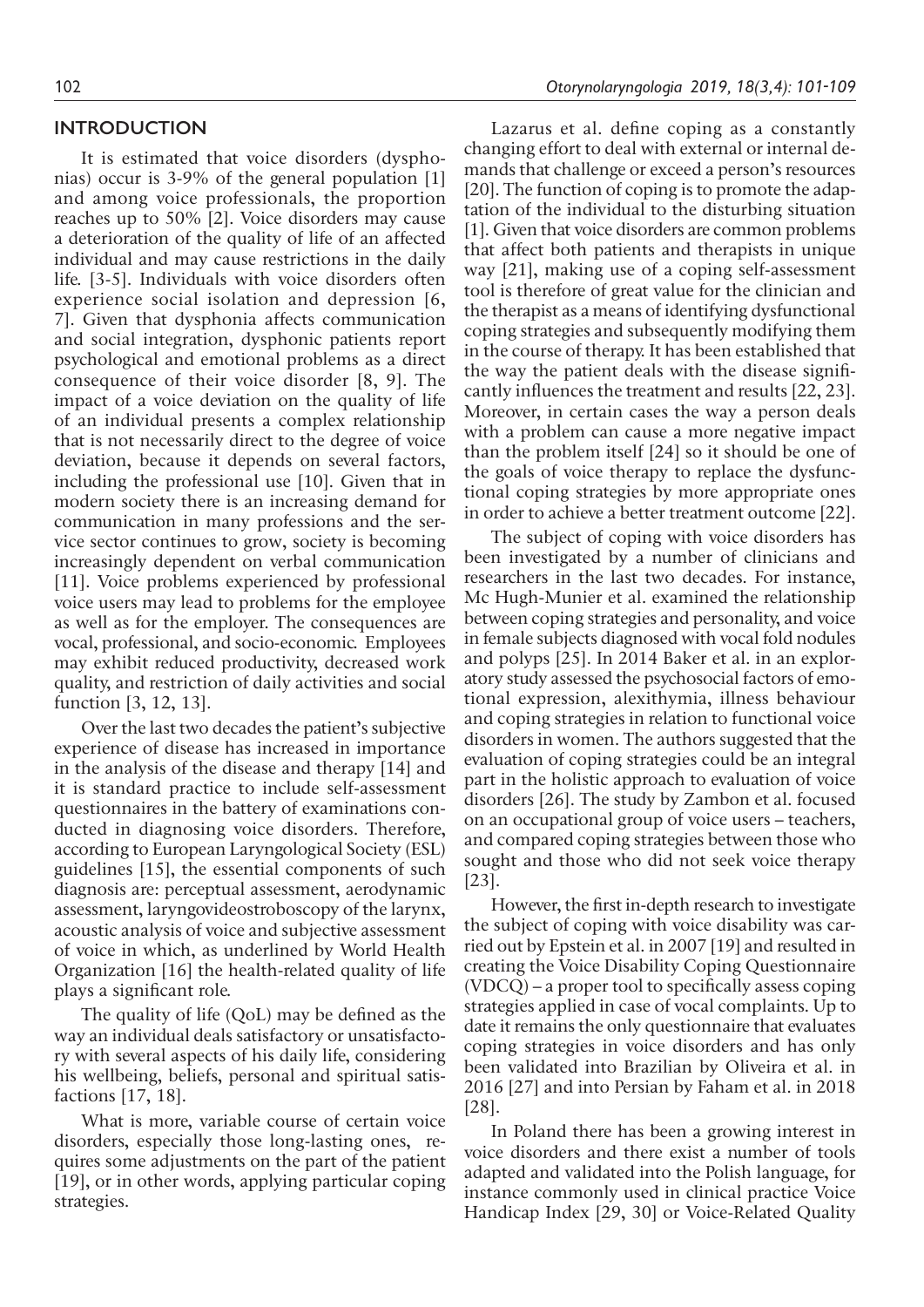## INTRODUCTION

It is estimated that voice disorders (dysphonias) occur is 3-9% of the general population [1] and among voice professionals, the proportion reaches up to 50% [2]. Voice disorders may cause a deterioration of the quality of life of an affected individual and may cause restrictions in the daily life. [3-5]. Individuals with voice disorders often experience social isolation and depression [6, 7]. Given that dysphonia affects communication and social integration, dysphonic patients report psychological and emotional problems as a direct consequence of their voice disorder [8, 9]. The impact of a voice deviation on the quality of life of an individual presents a complex relationship that is not necessarily direct to the degree of voice deviation, because it depends on several factors, including the professional use [10]. Given that in modern society there is an increasing demand for communication in many professions and the service sector continues to grow, society is becoming increasingly dependent on verbal communication [11]. Voice problems experienced by professional voice users may lead to problems for the employee as well as for the employer. The consequences are vocal, professional, and socio-economic. Employees may exhibit reduced productivity, decreased work quality, and restriction of daily activities and social function [3, 12, 13].

Over the last two decades the patient's subjective experience of disease has increased in importance in the analysis of the disease and therapy [14] and it is standard practice to include self-assessment questionnaires in the battery of examinations conducted in diagnosing voice disorders. Therefore, according to European Laryngological Society (ESL) guidelines [15], the essential components of such diagnosis are: perceptual assessment, aerodynamic assessment, laryngovideostroboscopy of the larynx, acoustic analysis of voice and subjective assessment of voice in which, as underlined by World Health Organization [16] the health-related quality of life plays a significant role.

The quality of life (QoL) may be defined as the way an individual deals satisfactory or unsatisfactory with several aspects of his daily life, considering his wellbeing, beliefs, personal and spiritual satisfactions [17, 18].

What is more, variable course of certain voice disorders, especially those long-lasting ones, requires some adjustments on the part of the patient [19], or in other words, applying particular coping strategies.

Lazarus et al. define coping as a constantly changing effort to deal with external or internal demands that challenge or exceed a person's resources [20]. The function of coping is to promote the adaptation of the individual to the disturbing situation [1]. Given that voice disorders are common problems that affect both patients and therapists in unique way [21], making use of a coping self-assessment tool is therefore of great value for the clinician and the therapist as a means of identifying dysfunctional coping strategies and subsequently modifying them in the course of therapy. It has been established that the way the patient deals with the disease significantly influences the treatment and results [22, 23]. Moreover, in certain cases the way a person deals with a problem can cause a more negative impact than the problem itself [24] so it should be one of the goals of voice therapy to replace the dysfunctional coping strategies by more appropriate ones in order to achieve a better treatment outcome [22].

The subject of coping with voice disorders has been investigated by a number of clinicians and researchers in the last two decades. For instance, Mc Hugh-Munier et al. examined the relationship between coping strategies and personality, and voice in female subjects diagnosed with vocal fold nodules and polyps [25]. In 2014 Baker et al. in an exploratory study assessed the psychosocial factors of emotional expression, alexithymia, illness behaviour and coping strategies in relation to functional voice disorders in women. The authors suggested that the evaluation of coping strategies could be an integral part in the holistic approach to evaluation of voice disorders [26]. The study by Zambon et al. focused on an occupational group of voice users – teachers, and compared coping strategies between those who sought and those who did not seek voice therapy [23].

However, the first in-depth research to investigate the subject of coping with voice disability was carried out by Epstein et al. in 2007 [19] and resulted in creating the Voice Disability Coping Questionnaire (VDCQ) – a proper tool to specifically assess coping strategies applied in case of vocal complaints. Up to date it remains the only questionnaire that evaluates coping strategies in voice disorders and has only been validated into Brazilian by Oliveira et al. in 2016 [27] and into Persian by Faham et al. in 2018 [28].

In Poland there has been a growing interest in voice disorders and there exist a number of tools adapted and validated into the Polish language, for instance commonly used in clinical practice Voice Handicap Index [29, 30] or Voice-Related Quality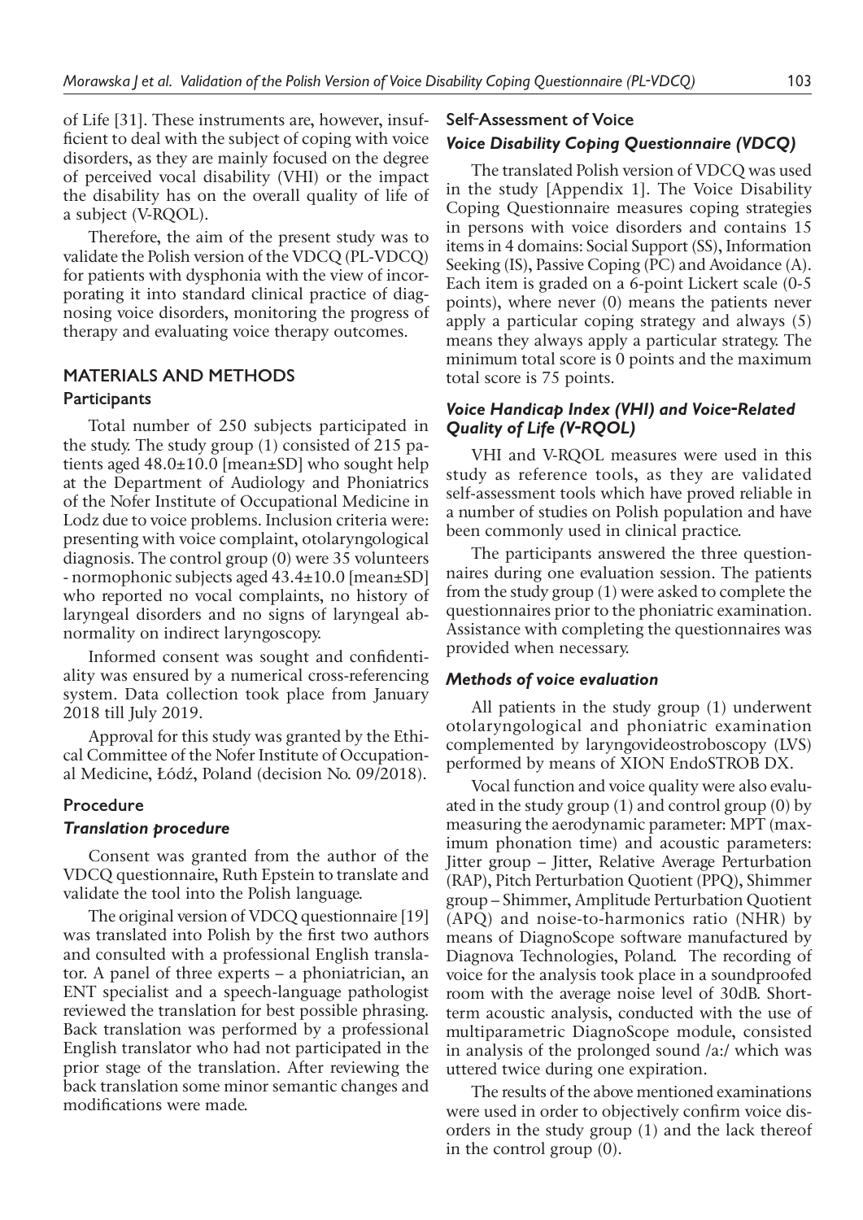of Life [31]. These instruments are, however, insufficient to deal with the subject of coping with voice disorders, as they are mainly focused on the degree of perceived vocal disability (VHI) or the impact the disability has on the overall quality of life of a subject (V-RQOL).

Therefore, the aim of the present study was to validate the Polish version of the VDCQ (PL-VDCQ) for patients with dysphonia with the view of incorporating it into standard clinical practice of diagnosing voice disorders, monitoring the progress of therapy and evaluating voice therapy outcomes.

## MATERIALS AND METHODS

### Participants

Total number of 250 subjects participated in the study. The study group (1) consisted of 215 patients aged 48.0±10.0 [mean±SD] who sought help at the Department of Audiology and Phoniatrics of the Nofer Institute of Occupational Medicine in Lodz due to voice problems. Inclusion criteria were: presenting with voice complaint, otolaryngological diagnosis. The control group (0) were 35 volunteers - normophonic subjects aged 43.4±10.0 [mean±SD] who reported no vocal complaints, no history of laryngeal disorders and no signs of laryngeal abnormality on indirect laryngoscopy.

Informed consent was sought and confidentiality was ensured by a numerical cross-referencing system. Data collection took place from January 2018 till July 2019.

Approval for this study was granted by the Ethical Committee of the Nofer Institute of Occupational Medicine, Łódź, Poland (decision No. 09/2018).

### Procedure

#### *Translation procedure*

Consent was granted from the author of the VDCQ questionnaire, Ruth Epstein to translate and validate the tool into the Polish language.

The original version of VDCQ questionnaire [19] was translated into Polish by the first two authors and consulted with a professional English translator. A panel of three experts – a phoniatrician, an ENT specialist and a speech-language pathologist reviewed the translation for best possible phrasing. Back translation was performed by a professional English translator who had not participated in the prior stage of the translation. After reviewing the back translation some minor semantic changes and modifications were made.

### Self-Assessment of Voice

#### *Voice Disability Coping Questionnaire (VDCQ)*

The translated Polish version of VDCQ was used in the study [Appendix 1]. The Voice Disability Coping Questionnaire measures coping strategies in persons with voice disorders and contains 15 items in 4 domains: Social Support (SS), Information Seeking (IS), Passive Coping (PC) and Avoidance (A). Each item is graded on a 6-point Lickert scale (0-5 points), where never (0) means the patients never apply a particular coping strategy and always (5) means they always apply a particular strategy. The minimum total score is 0 points and the maximum total score is 75 points.

#### *Voice Handicap Index (VHI) and Voice-Related Quality of Life (V-RQOL)*

VHI and V-RQOL measures were used in this study as reference tools, as they are validated self-assessment tools which have proved reliable in a number of studies on Polish population and have been commonly used in clinical practice.

The participants answered the three questionnaires during one evaluation session. The patients from the study group (1) were asked to complete the questionnaires prior to the phoniatric examination. Assistance with completing the questionnaires was provided when necessary.

#### *Methods of voice evaluation*

All patients in the study group (1) underwent otolaryngological and phoniatric examination complemented by laryngovideostroboscopy (LVS) performed by means of XION EndoSTROB DX.

Vocal function and voice quality were also evaluated in the study group (1) and control group (0) by measuring the aerodynamic parameter: MPT (maximum phonation time) and acoustic parameters: Jitter group – Jitter, Relative Average Perturbation (RAP), Pitch Perturbation Quotient (PPQ), Shimmer group – Shimmer, Amplitude Perturbation Quotient (APQ) and noise-to-harmonics ratio (NHR) by means of DiagnoScope software manufactured by Diagnova Technologies, Poland. The recording of voice for the analysis took place in a soundproofed room with the average noise level of 30dB. Short-term acoustic analysis, conducted with the use of multiparametric DiagnoScope module, consisted in analysis of the prolonged sound /a:/ which was uttered twice during one expiration.

The results of the above mentioned examinations were used in order to objectively confirm voice disorders in the study group (1) and the lack thereof in the control group (0).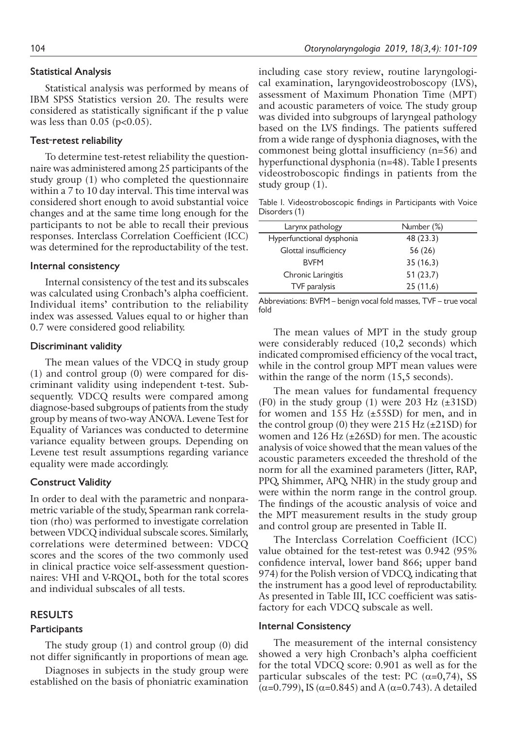### Statistical Analysis

Statistical analysis was performed by means of IBM SPSS Statistics version 20. The results were considered as statistically significant if the p value was less than 0.05 ($p<0.05$).

### Test-retest reliability

To determine test-retest reliability the questionnaire was administered among 25 participants of the study group (1) who completed the questionnaire within a 7 to 10 day interval. This time interval was considered short enough to avoid substantial voice changes and at the same time long enough for the participants to not be able to recall their previous responses. Interclass Correlation Coefficient (ICC) was determined for the reproductability of the test.

### Internal consistency

Internal consistency of the test and its subscales was calculated using Cronbach's alpha coefficient. Individual items' contribution to the reliability index was assessed. Values equal to or higher than 0.7 were considered good reliability.

### Discriminant validity

The mean values of the VDCQ in study group (1) and control group (0) were compared for discriminant validity using independent t-test. Subsequently. VDCQ results were compared among diagnose-based subgroups of patients from the study group by means of two-way ANOVA. Levene Test for Equality of Variances was conducted to determine variance equality between groups. Depending on Levene test result assumptions regarding variance equality were made accordingly.

### Construct Validity

In order to deal with the parametric and nonparametric variable of the study, Spearman rank correlation (rho) was performed to investigate correlation between VDCQ individual subscale scores. Similarly, correlations were determined between: VDCQ scores and the scores of the two commonly used in clinical practice voice self-assessment questionnaires: VHI and V-RQOL, both for the total scores and individual subscales of all tests.

## RESULTS

### Participants

The study group (1) and control group (0) did not differ significantly in proportions of mean age.

Diagnoses in subjects in the study group were established on the basis of phoniatric examination including case story review, routine laryngological examination, laryngovideostroboscopy (LVS), assessment of Maximum Phonation Time (MPT) and acoustic parameters of voice. The study group was divided into subgroups of laryngeal pathology based on the LVS findings. The patients suffered from a wide range of dysphonia diagnoses, with the commonest being glottal insufficiency (n=56) and hyperfunctional dysphonia (n=48). Table I presents videostroboscopic findings in patients from the study group (1).

Table I. Videostroboscopic findings in Participants with Voice Disorders (1)

| Larynx pathology | Number (%) |
|---|---|
| Hyperfunctional dysphonia | 48 (23.3) |
| Glottal insufficiency | 56 (26) |
| BVFM | 35 (16,3) |
| Chronic Laringitis | 51 (23,7) |
| TVF paralysis | 25 (11,6) |

Abbreviations: BVFM – benign vocal fold masses, TVF – true vocal fold

The mean values of MPT in the study group were considerably reduced (10,2 seconds) which indicated compromised efficiency of the vocal tract, while in the control group MPT mean values were within the range of the norm (15,5 seconds).

The mean values for fundamental frequency (F0) in the study group (1) were 203 Hz (±31SD) for women and 155 Hz (±55SD) for men, and in the control group (0) they were 215 Hz (±21SD) for women and 126 Hz (±26SD) for men. The acoustic analysis of voice showed that the mean values of the acoustic parameters exceeded the threshold of the norm for all the examined parameters (Jitter, RAP, PPQ, Shimmer, APQ, NHR) in the study group and were within the norm range in the control group. The findings of the acoustic analysis of voice and the MPT measurement results in the study group and control group are presented in Table II.

The Interclass Correlation Coefficient (ICC) value obtained for the test-retest was 0.942 (95% confidence interval, lower band 866; upper band 974) for the Polish version of VDCQ, indicating that the instrument has a good level of reproductability. As presented in Table III, ICC coefficient was satisfactory for each VDCQ subscale as well.

### Internal Consistency

The measurement of the internal consistency showed a very high Cronbach's alpha coefficient for the total VDCQ score: 0.901 as well as for the particular subscales of the test: PC ($\alpha$=0,74), SS ($\alpha$=0.799), IS ($\alpha$=0.845) and A ($\alpha$=0.743). A detailed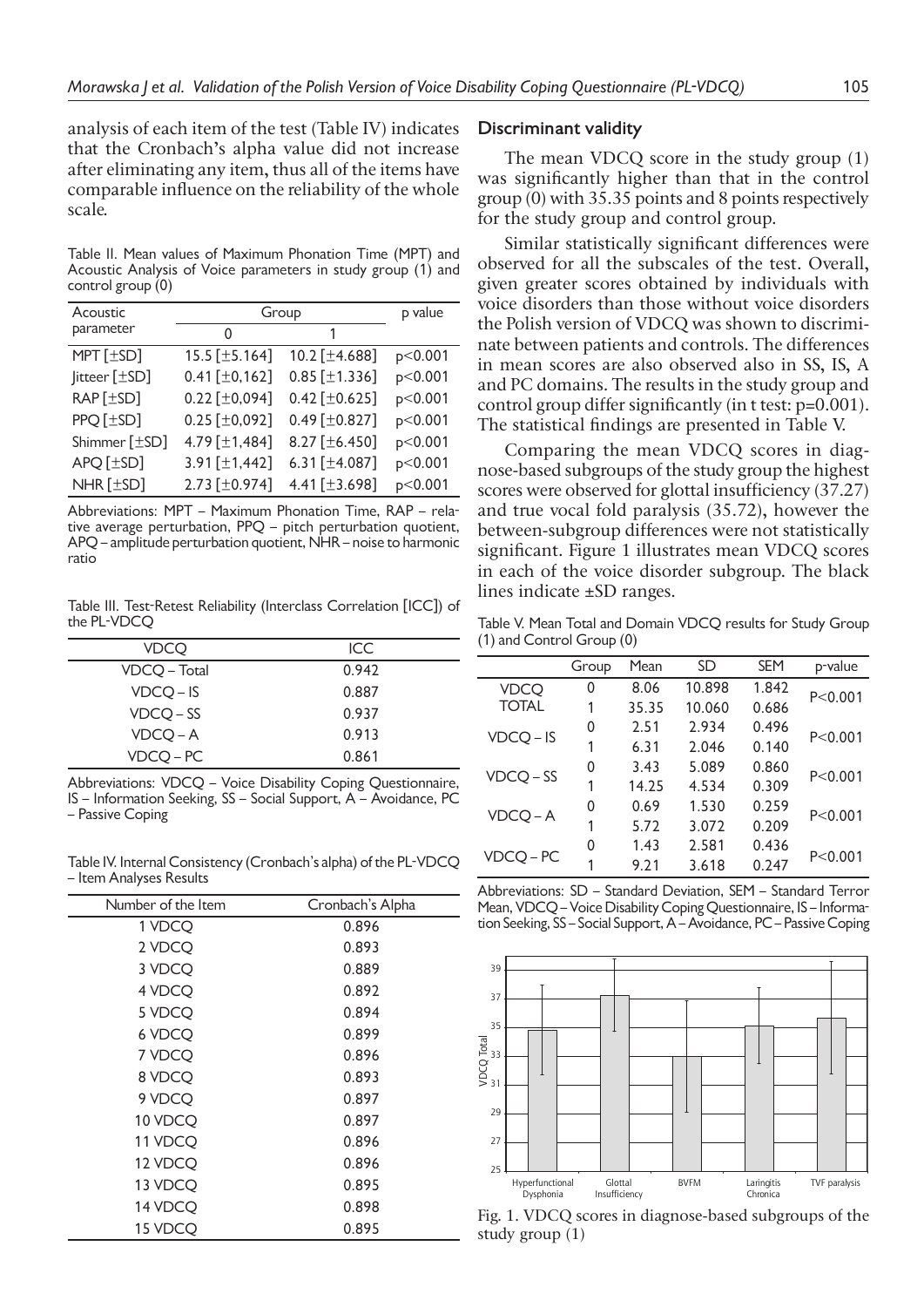analysis of each item of the test (Table IV) indicates that the Cronbach's alpha value did not increase after eliminating any item, thus all of the items have comparable influence on the reliability of the whole scale.

Table II. Mean values of Maximum Phonation Time (MPT) and Acoustic Analysis of Voice parameters in study group (1) and control group (0)

| Acoustic parameter | Group | | p value |
|---|---|---|---|
| | 0 | 1 | |
| MPT [±SD] | 15.5 [±5.164] | 10.2 [±4.688] | p<0.001 |
| Jitteer [±SD] | 0.41 [±0,162] | 0.85 [±1.336] | p<0.001 |
| RAP [±SD] | 0.22 [±0,094] | 0.42 [±0.625] | p<0.001 |
| PPQ [±SD] | 0.25 [±0,092] | 0.49 [±0.827] | p<0.001 |
| Shimmer [±SD] | 4.79 [±1,484] | 8.27 [±6.450] | p<0.001 |
| APQ [±SD] | 3.91 [±1,442] | 6.31 [±4.087] | p<0.001 |
| NHR [±SD] | 2.73 [±0.974] | 4.41 [±3.698] | p<0.001 |

Abbreviations: MPT – Maximum Phonation Time, RAP – relative average perturbation, PPQ – pitch perturbation quotient, APQ – amplitude perturbation quotient, NHR – noise to harmonic ratio

Table III. Test-Retest Reliability (Interclass Correlation [ICC]) of the PL-VDCQ

| VDCQ | ICC |
|---|---|
| VDCQ – Total | 0.942 |
| VDCQ – IS | 0.887 |
| VDCQ – SS | 0.937 |
| VDCQ – A | 0.913 |
| VDCQ – PC | 0.861 |

Abbreviations: VDCQ – Voice Disability Coping Questionnaire, IS – Information Seeking, SS – Social Support, A – Avoidance, PC – Passive Coping

Table IV. Internal Consistency (Cronbach's alpha) of the PL-VDCQ – Item Analyses Results

| Number of the Item | Cronbach's Alpha |
|---|---|
| 1 VDCQ | 0.896 |
| 2 VDCQ | 0.893 |
| 3 VDCQ | 0.889 |
| 4 VDCQ | 0.892 |
| 5 VDCQ | 0.894 |
| 6 VDCQ | 0.899 |
| 7 VDCQ | 0.896 |
| 8 VDCQ | 0.893 |
| 9 VDCQ | 0.897 |
| 10 VDCQ | 0.897 |
| 11 VDCQ | 0.896 |
| 12 VDCQ | 0.896 |
| 13 VDCQ | 0.895 |
| 14 VDCQ | 0.898 |
| 15 VDCQ | 0.895 |

## Discriminant validity

The mean VDCQ score in the study group (1) was significantly higher than that in the control group (0) with 35.35 points and 8 points respectively for the study group and control group.

Similar statistically significant differences were observed for all the subscales of the test. Overall, given greater scores obtained by individuals with voice disorders than those without voice disorders the Polish version of VDCQ was shown to discriminate between patients and controls. The differences in mean scores are also observed also in SS, IS, A and PC domains. The results in the study group and control group differ significantly (in t test: p=0.001). The statistical findings are presented in Table V.

Comparing the mean VDCQ scores in diagnose-based subgroups of the study group the highest scores were observed for glottal insufficiency (37.27) and true vocal fold paralysis (35.72), however the between-subgroup differences were not statistically significant. Figure 1 illustrates mean VDCQ scores in each of the voice disorder subgroup. The black lines indicate ±SD ranges.

Table V. Mean Total and Domain VDCQ results for Study Group (1) and Control Group (0)

| | Group | Mean | SD | SEM | p-value |
|---|---|---|---|---|---|
| VDCQ TOTAL | 0 | 8.06 | 10.898 | 1.842 | P<0.001 |
| | 1 | 35.35 | 10.060 | 0.686 | |
| VDCQ – IS | 0 | 2.51 | 2.934 | 0.496 | P<0.001 |
| | 1 | 6.31 | 2.046 | 0.140 | |
| VDCQ – SS | 0 | 3.43 | 5.089 | 0.860 | P<0.001 |
| | 1 | 14.25 | 4.534 | 0.309 | |
| VDCQ – A | 0 | 0.69 | 1.530 | 0.259 | P<0.001 |
| | 1 | 5.72 | 3.072 | 0.209 | |
| VDCQ – PC | 0 | 1.43 | 2.581 | 0.436 | P<0.001 |
| | 1 | 9.21 | 3.618 | 0.247 | |

Abbreviations: SD – Standard Deviation, SEM – Standard Terror Mean, VDCQ – Voice Disability Coping Questionnaire, IS – Information Seeking, SS – Social Support, A – Avoidance, PC – Passive Coping

Fig. 1. VDCQ scores in diagnose-based subgroups of the study group (1)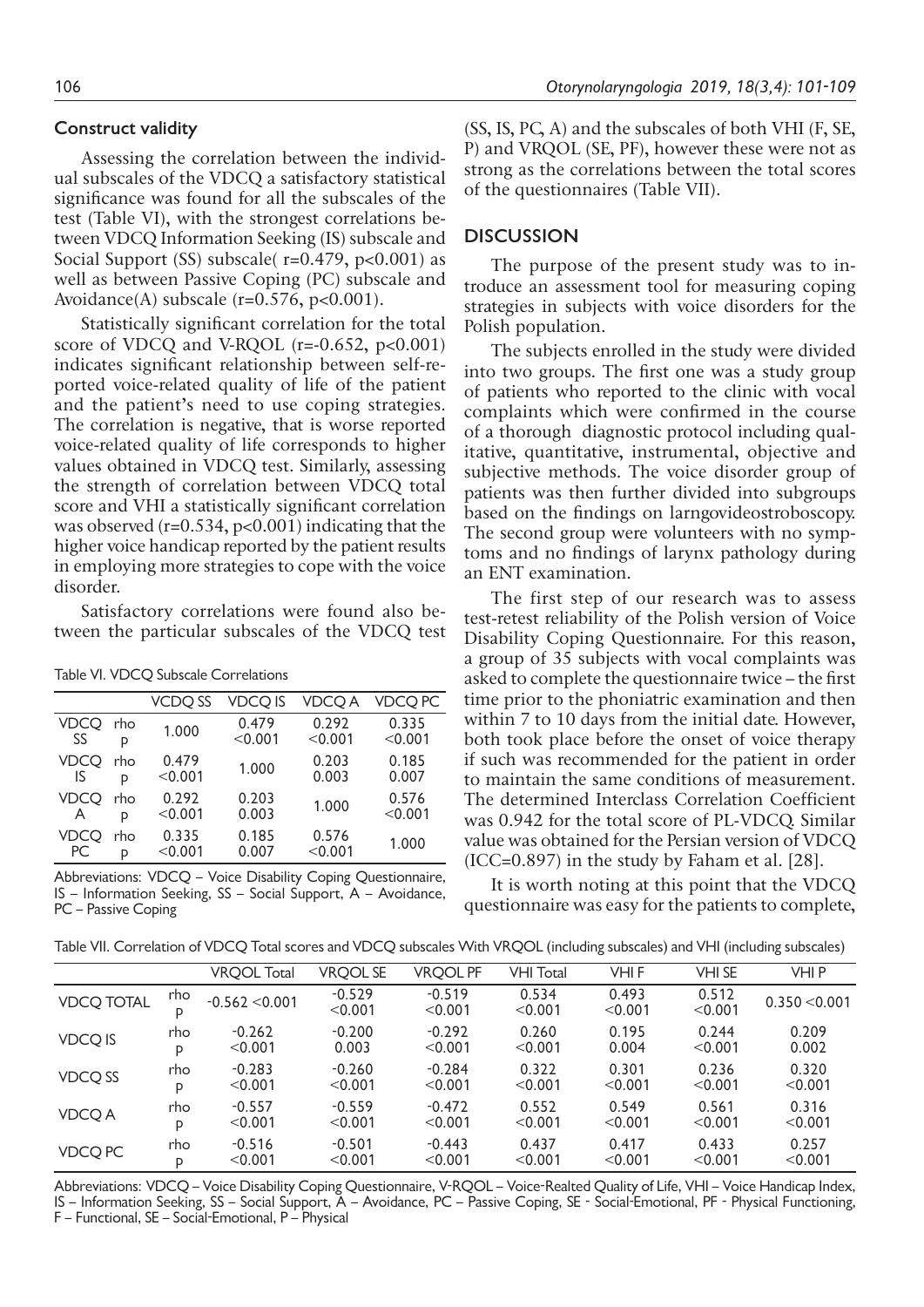### Construct validity

Assessing the correlation between the individual subscales of the VDCQ a satisfactory statistical significance was found for all the subscales of the test (Table VI), with the strongest correlations between VDCQ Information Seeking (IS) subscale and Social Support (SS) subscale( r=0.479, p<0.001) as well as between Passive Coping (PC) subscale and Avoidance(A) subscale (r=0.576, p<0.001).

Statistically significant correlation for the total score of VDCQ and V-RQOL (r=-0.652, p<0.001) indicates significant relationship between self-reported voice-related quality of life of the patient and the patient's need to use coping strategies. The correlation is negative, that is worse reported voice-related quality of life corresponds to higher values obtained in VDCQ test. Similarly, assessing the strength of correlation between VDCQ total score and VHI a statistically significant correlation was observed (r=0.534, p<0.001) indicating that the higher voice handicap reported by the patient results in employing more strategies to cope with the voice disorder.

Satisfactory correlations were found also between the particular subscales of the VDCQ test (SS, IS, PC, A) and the subscales of both VHI (F, SE, P) and VRQOL (SE, PF), however these were not as strong as the correlations between the total scores of the questionnaires (Table VII).

Table VI. VDCQ Subscale Correlations

| | | VDCQ SS | VDCQ IS | VDCQ A | VDCQ PC |
|---|---|---|---|---|---|
| VDCQ SS | rho | 1.000 | 0.479 | 0.292 | 0.335 |
| | p | | <0.001 | <0.001 | <0.001 |
| VDCQ IS | rho | 0.479 | 1.000 | 0.203 | 0.185 |
| | p | <0.001 | | 0.003 | 0.007 |
| VDCQ A | rho | 0.292 | 0.203 | 1.000 | 0.576 |
| | p | <0.001 | 0.003 | | <0.001 |
| VDCQ PC | rho | 0.335 | 0.185 | 0.576 | 1.000 |
| | p | <0.001 | 0.007 | <0.001 | |

Abbreviations: VDCQ – Voice Disability Coping Questionnaire, IS – Information Seeking, SS – Social Support, A – Avoidance, PC – Passive Coping

Table VII. Correlation of VDCQ Total scores and VDCQ subscales With VRQOL (including subscales) and VHI (including subscales)

| | | VRQOL Total | VRQOL SE | VRQOL PF | VHI Total | VHI F | VHI SE | VHI P |
|---|---|---|---|---|---|---|---|---|
| VDCQ TOTAL | rho | -0.562 | -0.529 | -0.519 | 0.534 | 0.493 | 0.512 | 0.350 |
| | p | <0.001 | <0.001 | <0.001 | <0.001 | <0.001 | <0.001 | <0.001 |
| VDCQ IS | rho | -0.262 | -0.200 | -0.292 | 0.260 | 0.195 | 0.244 | 0.209 |
| | p | <0.001 | 0.003 | <0.001 | <0.001 | 0.004 | <0.001 | 0.002 |
| VDCQ SS | rho | -0.283 | -0.260 | -0.284 | 0.322 | 0.301 | 0.236 | 0.320 |
| | p | <0.001 | <0.001 | <0.001 | <0.001 | <0.001 | <0.001 | <0.001 |
| VDCQ A | rho | -0.557 | -0.559 | -0.472 | 0.552 | 0.549 | 0.561 | 0.316 |
| | p | <0.001 | <0.001 | <0.001 | <0.001 | <0.001 | <0.001 | <0.001 |
| VDCQ PC | rho | -0.516 | -0.501 | -0.443 | 0.437 | 0.417 | 0.433 | 0.257 |
| | p | <0.001 | <0.001 | <0.001 | <0.001 | <0.001 | <0.001 | <0.001 |

Abbreviations: VDCQ – Voice Disability Coping Questionnaire, V-RQOL – Voice-Realted Quality of Life, VHI – Voice Handicap Index, IS – Information Seeking, SS – Social Support, A – Avoidance, PC – Passive Coping, SE - Social-Emotional, PF - Physical Functioning, F – Functional, SE – Social-Emotional, P – Physical

## DISCUSSION

The purpose of the present study was to introduce an assessment tool for measuring coping strategies in subjects with voice disorders for the Polish population.

The subjects enrolled in the study were divided into two groups. The first one was a study group of patients who reported to the clinic with vocal complaints which were confirmed in the course of a thorough diagnostic protocol including qualitative, quantitative, instrumental, objective and subjective methods. The voice disorder group of patients was then further divided into subgroups based on the findings on larngovideostroboscopy. The second group were volunteers with no symptoms and no findings of larynx pathology during an ENT examination.

The first step of our research was to assess test-retest reliability of the Polish version of Voice Disability Coping Questionnaire. For this reason, a group of 35 subjects with vocal complaints was asked to complete the questionnaire twice – the first time prior to the phoniatric examination and then within 7 to 10 days from the initial date. However, both took place before the onset of voice therapy if such was recommended for the patient in order to maintain the same conditions of measurement. The determined Interclass Correlation Coefficient was 0.942 for the total score of PL-VDCQ. Similar value was obtained for the Persian version of VDCQ (ICC=0.897) in the study by Faham et al. [28].

It is worth noting at this point that the VDCQ questionnaire was easy for the patients to complete,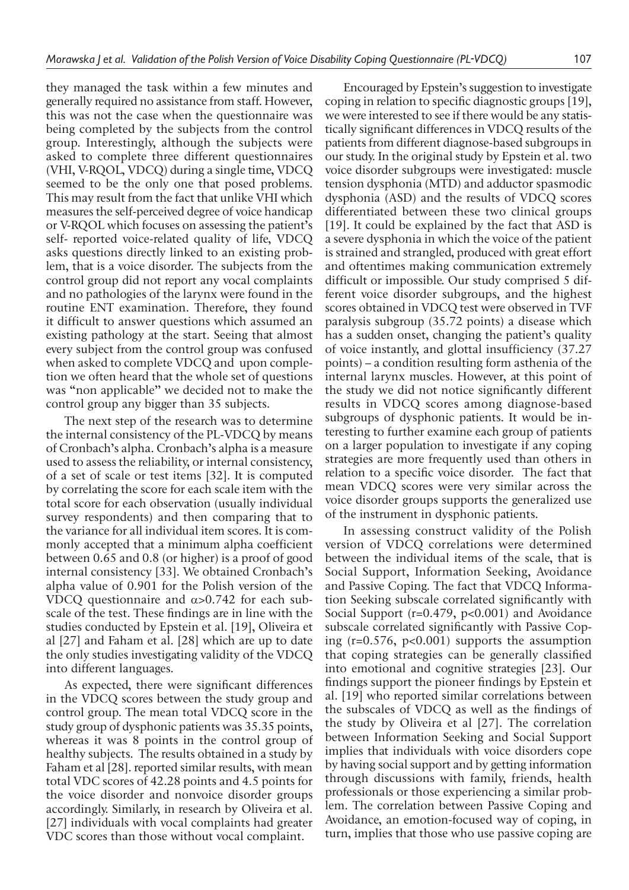they managed the task within a few minutes and generally required no assistance from staff. However, this was not the case when the questionnaire was being completed by the subjects from the control group. Interestingly, although the subjects were asked to complete three different questionnaires (VHI, V-RQOL, VDCQ) during a single time, VDCQ seemed to be the only one that posed problems. This may result from the fact that unlike VHI which measures the self-perceived degree of voice handicap or V-RQOL which focuses on assessing the patient's self- reported voice-related quality of life, VDCQ asks questions directly linked to an existing problem, that is a voice disorder. The subjects from the control group did not report any vocal complaints and no pathologies of the larynx were found in the routine ENT examination. Therefore, they found it difficult to answer questions which assumed an existing pathology at the start. Seeing that almost every subject from the control group was confused when asked to complete VDCQ and upon completion we often heard that the whole set of questions was "non applicable" we decided not to make the control group any bigger than 35 subjects.

The next step of the research was to determine the internal consistency of the PL-VDCQ by means of Cronbach's alpha. Cronbach's alpha is a measure used to assess the reliability, or internal consistency, of a set of scale or test items [32]. It is computed by correlating the score for each scale item with the total score for each observation (usually individual survey respondents) and then comparing that to the variance for all individual item scores. It is commonly accepted that a minimum alpha coefficient between 0.65 and 0.8 (or higher) is a proof of good internal consistency [33]. We obtained Cronbach's alpha value of 0.901 for the Polish version of the VDCQ questionnaire and $\alpha>0.742$ for each subscale of the test. These findings are in line with the studies conducted by Epstein et al. [19], Oliveira et al [27] and Faham et al. [28] which are up to date the only studies investigating validity of the VDCQ into different languages.

As expected, there were significant differences in the VDCQ scores between the study group and control group. The mean total VDCQ score in the study group of dysphonic patients was 35.35 points, whereas it was 8 points in the control group of healthy subjects. The results obtained in a study by Faham et al [28]. reported similar results, with mean total VDC scores of 42.28 points and 4.5 points for the voice disorder and nonvoice disorder groups accordingly. Similarly, in research by Oliveira et al. [27] individuals with vocal complaints had greater VDC scores than those without vocal complaint.

Encouraged by Epstein's suggestion to investigate coping in relation to specific diagnostic groups [19], we were interested to see if there would be any statistically significant differences in VDCQ results of the patients from different diagnose-based subgroups in our study. In the original study by Epstein et al. two voice disorder subgroups were investigated: muscle tension dysphonia (MTD) and adductor spasmodic dysphonia (ASD) and the results of VDCQ scores differentiated between these two clinical groups [19]. It could be explained by the fact that ASD is a severe dysphonia in which the voice of the patient is strained and strangled, produced with great effort and oftentimes making communication extremely difficult or impossible. Our study comprised 5 different voice disorder subgroups, and the highest scores obtained in VDCQ test were observed in TVF paralysis subgroup (35.72 points) a disease which has a sudden onset, changing the patient's quality of voice instantly, and glottal insufficiency (37.27 points) – a condition resulting form asthenia of the internal larynx muscles. However, at this point of the study we did not notice significantly different results in VDCQ scores among diagnose-based subgroups of dysphonic patients. It would be interesting to further examine each group of patients on a larger population to investigate if any coping strategies are more frequently used than others in relation to a specific voice disorder. The fact that mean VDCQ scores were very similar across the voice disorder groups supports the generalized use of the instrument in dysphonic patients.

In assessing construct validity of the Polish version of VDCQ correlations were determined between the individual items of the scale, that is Social Support, Information Seeking, Avoidance and Passive Coping. The fact that VDCQ Information Seeking subscale correlated significantly with Social Support ($r=0.479$, $p<0.001$) and Avoidance subscale correlated significantly with Passive Coping ($r=0.576$, $p<0.001$) supports the assumption that coping strategies can be generally classified into emotional and cognitive strategies [23]. Our findings support the pioneer findings by Epstein et al. [19] who reported similar correlations between the subscales of VDCQ as well as the findings of the study by Oliveira et al [27]. The correlation between Information Seeking and Social Support implies that individuals with voice disorders cope by having social support and by getting information through discussions with family, friends, health professionals or those experiencing a similar problem. The correlation between Passive Coping and Avoidance, an emotion-focused way of coping, in turn, implies that those who use passive coping are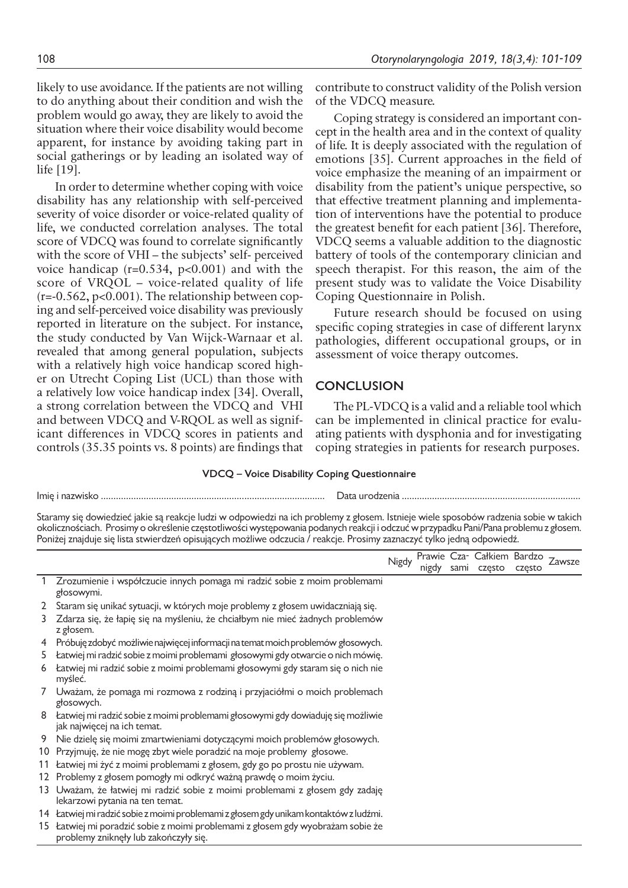likely to use avoidance. If the patients are not willing to do anything about their condition and wish the problem would go away, they are likely to avoid the situation where their voice disability would become apparent, for instance by avoiding taking part in social gatherings or by leading an isolated way of life [19].

In order to determine whether coping with voice disability has any relationship with self-perceived severity of voice disorder or voice-related quality of life, we conducted correlation analyses. The total score of VDCQ was found to correlate significantly with the score of VHI – the subjects' self- perceived voice handicap ($r=0.534$, $p<0.001$) and with the score of VRQOL – voice-related quality of life ($r=-0.562$, $p<0.001$). The relationship between coping and self-perceived voice disability was previously reported in literature on the subject. For instance, the study conducted by Van Wijck-Warnaar et al. revealed that among general population, subjects with a relatively high voice handicap scored higher on Utrecht Coping List (UCL) than those with a relatively low voice handicap index [34]. Overall, a strong correlation between the VDCQ and VHI and between VDCQ and V-RQOL as well as significant differences in VDCQ scores in patients and controls (35.35 points vs. 8 points) are findings that contribute to construct validity of the Polish version of the VDCQ measure.

Coping strategy is considered an important concept in the health area and in the context of quality of life. It is deeply associated with the regulation of emotions [35]. Current approaches in the field of voice emphasize the meaning of an impairment or disability from the patient's unique perspective, so that effective treatment planning and implementation of interventions have the potential to produce the greatest benefit for each patient [36]. Therefore, VDCQ seems a valuable addition to the diagnostic battery of tools of the contemporary clinician and speech therapist. For this reason, the aim of the present study was to validate the Voice Disability Coping Questionnaire in Polish.

Future research should be focused on using specific coping strategies in case of different larynx pathologies, different occupational groups, or in assessment of voice therapy outcomes.

## CONCLUSION

The PL-VDCQ is a valid and a reliable tool which can be implemented in clinical practice for evaluating patients with dysphonia and for investigating coping strategies in patients for research purposes.

**VDCQ – Voice Disability Coping Questionnaire**

Imię i nazwisko ........................................................................................ Data urodzenia ......................................................................

Staramy się dowiedzieć jakie są reakcje ludzi w odpowiedzi na ich problemy z głosem. Istnieje wiele sposobów radzenia sobie w takich okolicznościach. Prosimy o określenie częstotliwości występowania podanych reakcji i odczuć w przypadku Pani/Pana problemu z głosem. Poniżej znajduje się lista stwierdzeń opisujących możliwe odczucia / reakcje. Prosimy zaznaczyć tylko jedną odpowiedź.

| | | Nigdy | Prawie nigdy | Czasami | Całkiem często | Bardzo często | Zawsze |
|---|---|---|---|---|---|---|---|
| 1 | Zrozumienie i współczucie innych pomaga mi radzić sobie z moim problemami głosowymi. | | | | | | |
| 2 | Staram się unikać sytuacji, w których moje problemy z głosem uwidaczniają się. | | | | | | |
| 3 | Zdarza się, że łapię się na myśleniu, że chciałbym nie mieć żadnych problemów z głosem. | | | | | | |
| 4 | Próbuję zdobyć możliwie najwięcej informacji na temat moich problemów głosowych. | | | | | | |
| 5 | Łatwiej mi radzić sobie z moimi problemami głosowymi gdy otwarcie o nich mówię. | | | | | | |
| 6 | Łatwiej mi radzić sobie z moimi problemami głosowymi gdy staram się o nich nie myśleć. | | | | | | |
| 7 | Uważam, że pomaga mi rozmowa z rodziną i przyjaciółmi o moich problemach głosowych. | | | | | | |
| 8 | Łatwiej mi radzić sobie z moimi problemami głosowymi gdy dowiaduję się możliwie jak najwięcej na ich temat. | | | | | | |
| 9 | Nie dzielę się moimi zmartwieniami dotyczącymi moich problemów głosowych. | | | | | | |
| 10 | Przyjmuję, że nie mogę zbyt wiele poradzić na moje problemy głosowe. | | | | | | |
| 11 | Łatwiej mi żyć z moimi problemami z głosem, gdy go po prostu nie używam. | | | | | | |
| 12 | Problemy z głosem pomogły mi odkryć ważną prawdę o moim życiu. | | | | | | |
| 13 | Uważam, że łatwiej mi radzić sobie z moimi problemami z głosem gdy zadaję lekarzowi pytania na ten temat. | | | | | | |
| 14 | Łatwiej mi radzić sobie z moimi problemami z głosem gdy unikam kontaktów z ludźmi. | | | | | | |
| 15 | Łatwiej mi poradzić sobie z moimi problemami z głosem gdy wyobrażam sobie że problemy zniknęły lub zakończyły się. | | | | | | |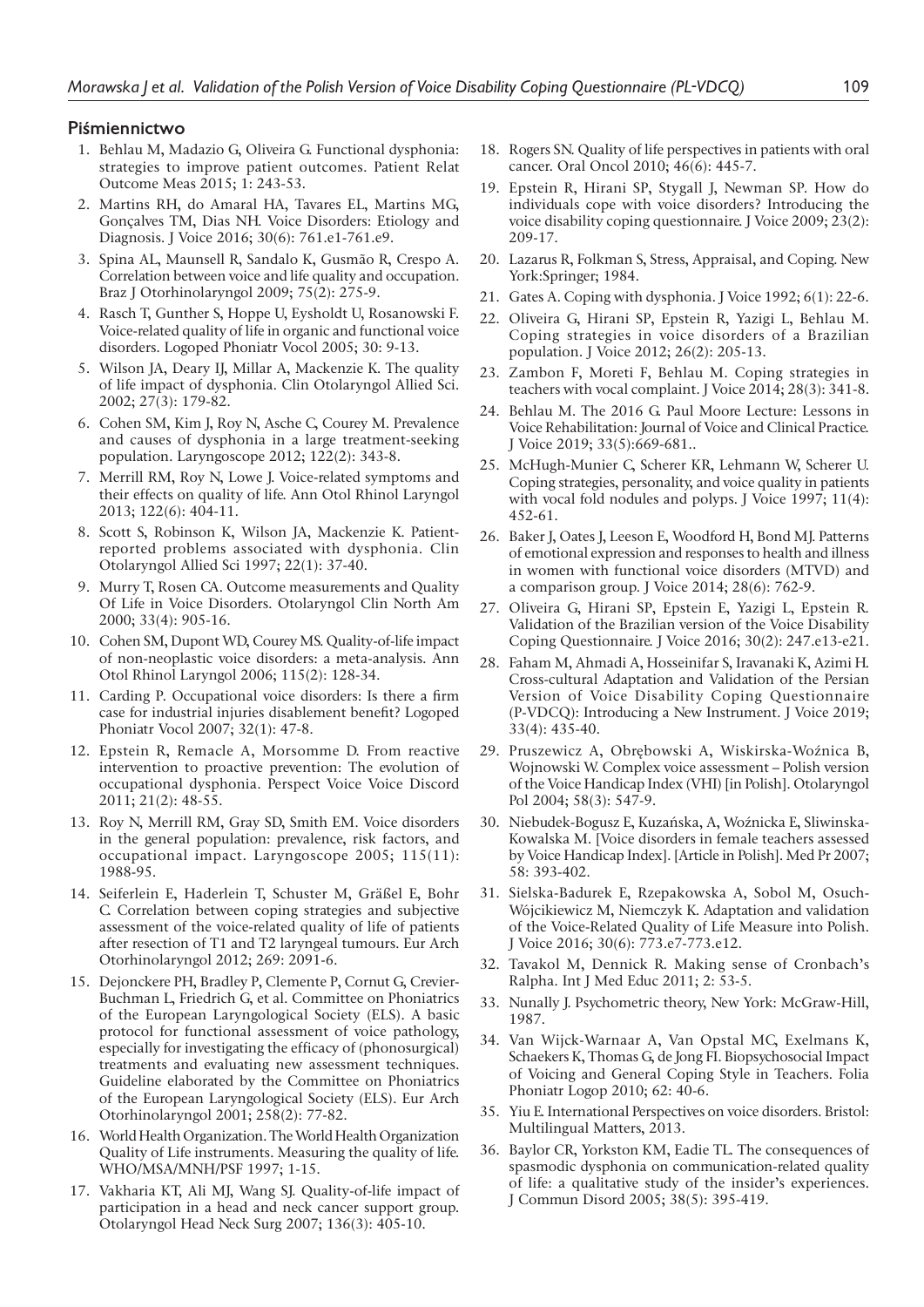## Piśmiennictwo

1. Behlau M, Madazio G, Oliveira G. Functional dysphonia: strategies to improve patient outcomes. Patient Relat Outcome Meas 2015; 1: 243-53.
2. Martins RH, do Amaral HA, Tavares EL, Martins MG, Gonçalves TM, Dias NH. Voice Disorders: Etiology and Diagnosis. J Voice 2016; 30(6): 761.e1-761.e9.
3. Spina AL, Maunsell R, Sandalo K, Gusmão R, Crespo A. Correlation between voice and life quality and occupation. Braz J Otorhinolaryngol 2009; 75(2): 275-9.
4. Rasch T, Gunther S, Hoppe U, Eysholdt U, Rosanowski F. Voice-related quality of life in organic and functional voice disorders. Logoped Phoniatr Vocol 2005; 30: 9-13.
5. Wilson JA, Deary IJ, Millar A, Mackenzie K. The quality of life impact of dysphonia. Clin Otolaryngol Allied Sci. 2002; 27(3): 179-82.
6. Cohen SM, Kim J, Roy N, Asche C, Courey M. Prevalence and causes of dysphonia in a large treatment-seeking population. Laryngoscope 2012; 122(2): 343-8.
7. Merrill RM, Roy N, Lowe J. Voice-related symptoms and their effects on quality of life. Ann Otol Rhinol Laryngol 2013; 122(6): 404-11.
8. Scott S, Robinson K, Wilson JA, Mackenzie K. Patient-reported problems associated with dysphonia. Clin Otolaryngol Allied Sci 1997; 22(1): 37-40.
9. Murry T, Rosen CA. Outcome measurements and Quality Of Life in Voice Disorders. Otolaryngol Clin North Am 2000; 33(4): 905-16.
10. Cohen SM, Dupont WD, Courey MS. Quality-of-life impact of non-neoplastic voice disorders: a meta-analysis. Ann Otol Rhinol Laryngol 2006; 115(2): 128-34.
11. Carding P. Occupational voice disorders: Is there a firm case for industrial injuries disablement benefit? Logoped Phoniatr Vocol 2007; 32(1): 47-8.
12. Epstein R, Remacle A, Morsomme D. From reactive intervention to proactive prevention: The evolution of occupational dysphonia. Perspect Voice Voice Discord 2011; 21(2): 48-55.
13. Roy N, Merrill RM, Gray SD, Smith EM. Voice disorders in the general population: prevalence, risk factors, and occupational impact. Laryngoscope 2005; 115(11): 1988-95.
14. Seiferlein E, Haderlein T, Schuster M, Gräßel E, Bohr C. Correlation between coping strategies and subjective assessment of the voice-related quality of life of patients after resection of T1 and T2 laryngeal tumours. Eur Arch Otorhinolaryngol 2012; 269: 2091-6.
15. Dejonckere PH, Bradley P, Clemente P, Cornut G, Crevier-Buchman L, Friedrich G, et al. Committee on Phoniatrics of the European Laryngological Society (ELS). A basic protocol for functional assessment of voice pathology, especially for investigating the efficacy of (phonosurgical) treatments and evaluating new assessment techniques. Guideline elaborated by the Committee on Phoniatrics of the European Laryngological Society (ELS). Eur Arch Otorhinolaryngol 2001; 258(2): 77-82.
16. World Health Organization. The World Health Organization Quality of Life instruments. Measuring the quality of life. WHO/MSA/MNH/PSF 1997; 1-15.
17. Vakharia KT, Ali MJ, Wang SJ. Quality-of-life impact of participation in a head and neck cancer support group. Otolaryngol Head Neck Surg 2007; 136(3): 405-10.
18. Rogers SN. Quality of life perspectives in patients with oral cancer. Oral Oncol 2010; 46(6): 445-7.
19. Epstein R, Hirani SP, Stygall J, Newman SP. How do individuals cope with voice disorders? Introducing the voice disability coping questionnaire. J Voice 2009; 23(2): 209-17.
20. Lazarus R, Folkman S, Stress, Appraisal, and Coping. New York:Springer; 1984.
21. Gates A. Coping with dysphonia. J Voice 1992; 6(1): 22-6.
22. Oliveira G, Hirani SP, Epstein R, Yazigi L, Behlau M. Coping strategies in voice disorders of a Brazilian population. J Voice 2012; 26(2): 205-13.
23. Zambon F, Moreti F, Behlau M. Coping strategies in teachers with vocal complaint. J Voice 2014; 28(3): 341-8.
24. Behlau M. The 2016 G. Paul Moore Lecture: Lessons in Voice Rehabilitation: Journal of Voice and Clinical Practice. J Voice 2019; 33(5):669-681..
25. McHugh-Munier C, Scherer KR, Lehmann W, Scherer U. Coping strategies, personality, and voice quality in patients with vocal fold nodules and polyps. J Voice 1997; 11(4): 452-61.
26. Baker J, Oates J, Leeson E, Woodford H, Bond MJ. Patterns of emotional expression and responses to health and illness in women with functional voice disorders (MTVD) and a comparison group. J Voice 2014; 28(6): 762-9.
27. Oliveira G, Hirani SP, Epstein E, Yazigi L, Epstein R. Validation of the Brazilian version of the Voice Disability Coping Questionnaire. J Voice 2016; 30(2): 247.e13-e21.
28. Faham M, Ahmadi A, Hosseinifar S, Iravanaki K, Azimi H. Cross-cultural Adaptation and Validation of the Persian Version of Voice Disability Coping Questionnaire (P-VDCQ): Introducing a New Instrument. J Voice 2019; 33(4): 435-40.
29. Pruszewicz A, Obrębowski A, Wiskirska-Woźnica B, Wojnowski W. Complex voice assessment – Polish version of the Voice Handicap Index (VHI) [in Polish]. Otolaryngol Pol 2004; 58(3): 547-9.
30. Niebudek-Bogusz E, Kuzańska, A, Woźnicka E, Sliwinska-Kowalska M. [Voice disorders in female teachers assessed by Voice Handicap Index]. [Article in Polish]. Med Pr 2007; 58: 393-402.
31. Sielska-Badurek E, Rzepakowska A, Sobol M, Osuch-Wójcikiewicz M, Niemczyk K. Adaptation and validation of the Voice-Related Quality of Life Measure into Polish. J Voice 2016; 30(6): 773.e7-773.e12.
32. Tavakol M, Dennick R. Making sense of Cronbach's Ralpha. Int J Med Educ 2011; 2: 53-5.
33. Nunally J. Psychometric theory, New York: McGraw-Hill, 1987.
34. Van Wijck-Warnaar A, Van Opstal MC, Exelmans K, Schaekers K, Thomas G, de Jong FI. Biopsychosocial Impact of Voicing and General Coping Style in Teachers. Folia Phoniatr Logop 2010; 62: 40-6.
35. Yiu E. International Perspectives on voice disorders. Bristol: Multilingual Matters, 2013.
36. Baylor CR, Yorkston KM, Eadie TL. The consequences of spasmodic dysphonia on communication-related quality of life: a qualitative study of the insider's experiences. J Commun Disord 2005; 38(5): 395-419.